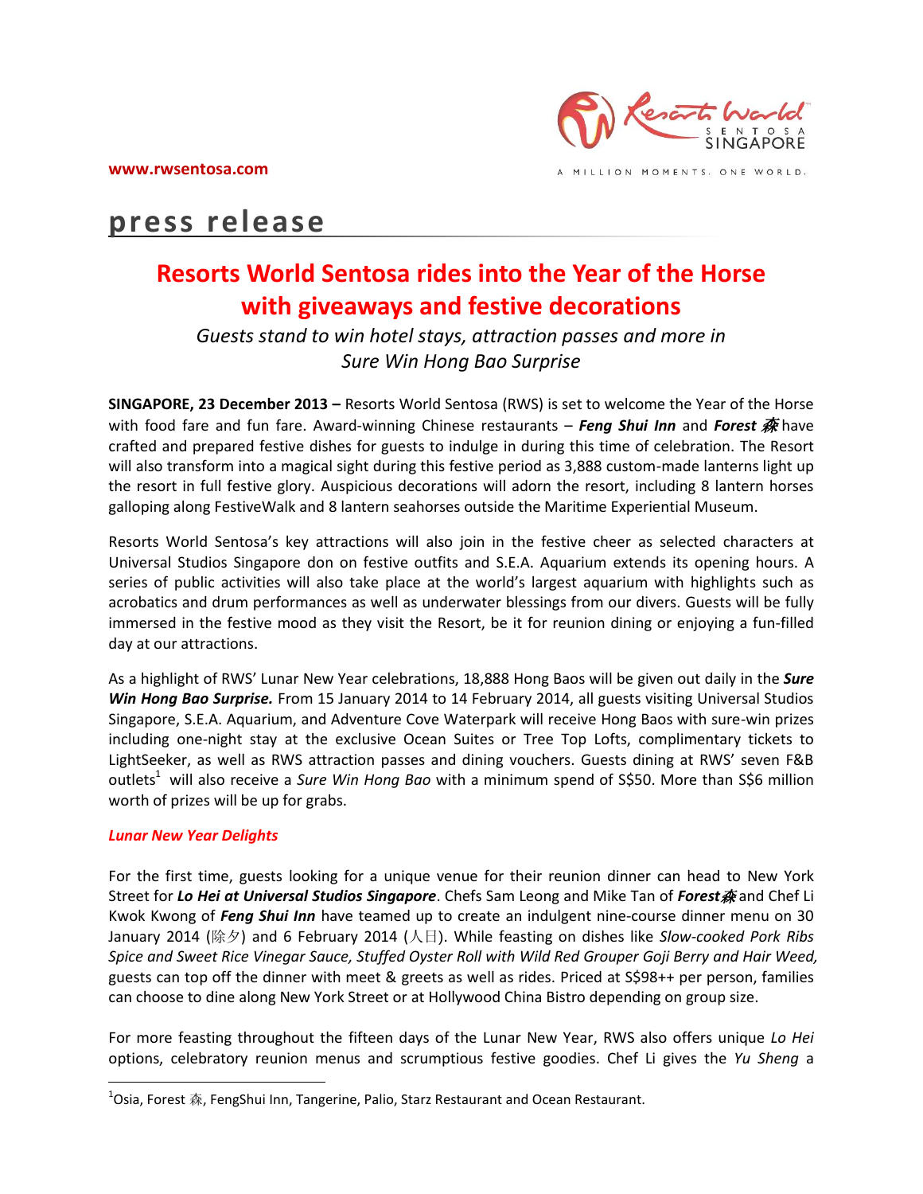www.rwsentosa.com

A MILLION MOMENTS. ONE WORLD.

# press release

## Resorts World Sentosa rides into the Year of the Horse with giveaways and festive decorations

*Guests stand to win hotel stays, attraction passes and more in Sure Win Hong Bao Surprise*

**SINGAPORE, 23 December 2013 –** Resorts World Sentosa (RWS) is set to welcome the Year of the Horse with food fare and fun fare. Award-winning Chinese restaurants – ***Feng Shui Inn*** and ***Forest 森*** have crafted and prepared festive dishes for guests to indulge in during this time of celebration. The Resort will also transform into a magical sight during this festive period as 3,888 custom-made lanterns light up the resort in full festive glory. Auspicious decorations will adorn the resort, including 8 lantern horses galloping along FestiveWalk and 8 lantern seahorses outside the Maritime Experiential Museum.

Resorts World Sentosa's key attractions will also join in the festive cheer as selected characters at Universal Studios Singapore don on festive outfits and S.E.A. Aquarium extends its opening hours. A series of public activities will also take place at the world's largest aquarium with highlights such as acrobatics and drum performances as well as underwater blessings from our divers. Guests will be fully immersed in the festive mood as they visit the Resort, be it for reunion dining or enjoying a fun-filled day at our attractions.

As a highlight of RWS' Lunar New Year celebrations, 18,888 Hong Baos will be given out daily in the ***Sure Win Hong Bao Surprise.*** From 15 January 2014 to 14 February 2014, all guests visiting Universal Studios Singapore, S.E.A. Aquarium, and Adventure Cove Waterpark will receive Hong Baos with sure-win prizes including one-night stay at the exclusive Ocean Suites or Tree Top Lofts, complimentary tickets to LightSeeker, as well as RWS attraction passes and dining vouchers. Guests dining at RWS' seven F&B outlets[1] will also receive a *Sure Win Hong Bao* with a minimum spend of S$50. More than S$6 million worth of prizes will be up for grabs.

### *Lunar New Year Delights*

For the first time, guests looking for a unique venue for their reunion dinner can head to New York Street for ***Lo Hei at Universal Studios Singapore***. Chefs Sam Leong and Mike Tan of ***Forest森*** and Chef Li Kwok Kwong of ***Feng Shui Inn*** have teamed up to create an indulgent nine-course dinner menu on 30 January 2014 (除夕) and 6 February 2014 (人日). While feasting on dishes like *Slow-cooked Pork Ribs Spice and Sweet Rice Vinegar Sauce, Stuffed Oyster Roll with Wild Red Grouper Goji Berry and Hair Weed,* guests can top off the dinner with meet & greets as well as rides. Priced at S$98++ per person, families can choose to dine along New York Street or at Hollywood China Bistro depending on group size.

For more feasting throughout the fifteen days of the Lunar New Year, RWS also offers unique *Lo Hei* options, celebratory reunion menus and scrumptious festive goodies. Chef Li gives the *Yu Sheng* a

[1] Osia, Forest 森, FengShui Inn, Tangerine, Palio, Starz Restaurant and Ocean Restaurant.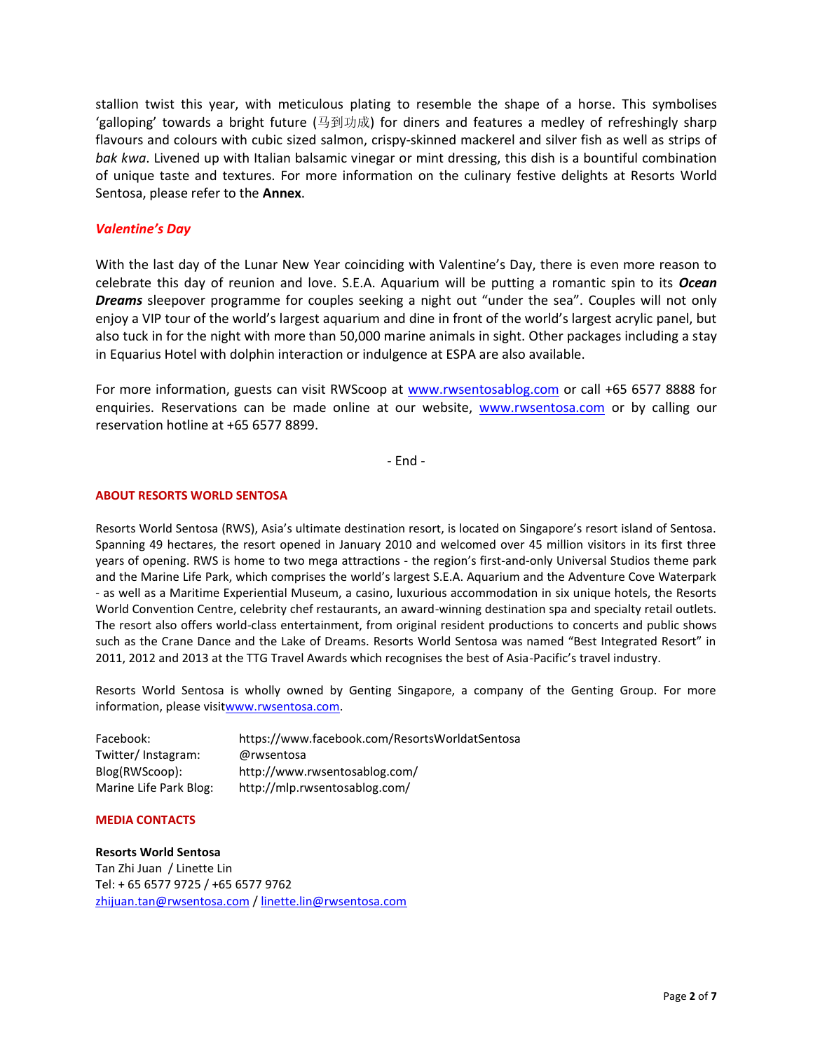stallion twist this year, with meticulous plating to resemble the shape of a horse. This symbolises 'galloping' towards a bright future (马到功成) for diners and features a medley of refreshingly sharp flavours and colours with cubic sized salmon, crispy-skinned mackerel and silver fish as well as strips of *bak kwa*. Livened up with Italian balsamic vinegar or mint dressing, this dish is a bountiful combination of unique taste and textures. For more information on the culinary festive delights at Resorts World Sentosa, please refer to the **Annex**.

### *Valentine's Day*

With the last day of the Lunar New Year coinciding with Valentine's Day, there is even more reason to celebrate this day of reunion and love. S.E.A. Aquarium will be putting a romantic spin to its ***Ocean Dreams*** sleepover programme for couples seeking a night out "under the sea". Couples will not only enjoy a VIP tour of the world's largest aquarium and dine in front of the world's largest acrylic panel, but also tuck in for the night with more than 50,000 marine animals in sight. Other packages including a stay in Equarius Hotel with dolphin interaction or indulgence at ESPA are also available.

For more information, guests can visit RWScoop at www.rwsentosablog.com or call +65 6577 8888 for enquiries. Reservations can be made online at our website, www.rwsentosa.com or by calling our reservation hotline at +65 6577 8899.

- End -

#### ABOUT RESORTS WORLD SENTOSA

Resorts World Sentosa (RWS), Asia's ultimate destination resort, is located on Singapore's resort island of Sentosa. Spanning 49 hectares, the resort opened in January 2010 and welcomed over 45 million visitors in its first three years of opening. RWS is home to two mega attractions - the region's first-and-only Universal Studios theme park and the Marine Life Park, which comprises the world's largest S.E.A. Aquarium and the Adventure Cove Waterpark - as well as a Maritime Experiential Museum, a casino, luxurious accommodation in six unique hotels, the Resorts World Convention Centre, celebrity chef restaurants, an award-winning destination spa and specialty retail outlets. The resort also offers world-class entertainment, from original resident productions to concerts and public shows such as the Crane Dance and the Lake of Dreams. Resorts World Sentosa was named "Best Integrated Resort" in 2011, 2012 and 2013 at the TTG Travel Awards which recognises the best of Asia-Pacific's travel industry.

Resorts World Sentosa is wholly owned by Genting Singapore, a company of the Genting Group. For more information, please visitwww.rwsentosa.com.

| | |
|---|---|
| Facebook: | https://www.facebook.com/ResortsWorldatSentosa |
| Twitter/ Instagram: | @rwsentosa |
| Blog(RWScoop): | http://www.rwsentosablog.com/ |
| Marine Life Park Blog: | http://mlp.rwsentosablog.com/ |

#### MEDIA CONTACTS

**Resorts World Sentosa**
Tan Zhi Juan / Linette Lin
Tel: + 65 6577 9725 / +65 6577 9762
zhijuan.tan@rwsentosa.com / linette.lin@rwsentosa.com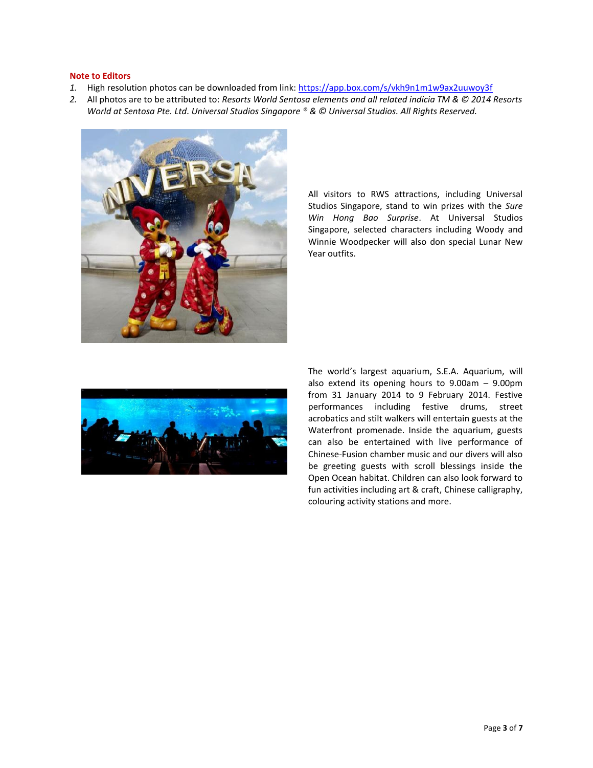**Note to Editors**

1. High resolution photos can be downloaded from link: https://app.box.com/s/vkh9n1m1w9ax2uuwoy3f
2. All photos are to be attributed to: *Resorts World Sentosa elements and all related indicia TM & © 2014 Resorts World at Sentosa Pte. Ltd. Universal Studios Singapore ® & © Universal Studios. All Rights Reserved.*

All visitors to RWS attractions, including Universal Studios Singapore, stand to win prizes with the *Sure Win Hong Bao Surprise*. At Universal Studios Singapore, selected characters including Woody and Winnie Woodpecker will also don special Lunar New Year outfits.

The world's largest aquarium, S.E.A. Aquarium, will also extend its opening hours to 9.00am – 9.00pm from 31 January 2014 to 9 February 2014. Festive performances including festive drums, street acrobatics and stilt walkers will entertain guests at the Waterfront promenade. Inside the aquarium, guests can also be entertained with live performance of Chinese-Fusion chamber music and our divers will also be greeting guests with scroll blessings inside the Open Ocean habitat. Children can also look forward to fun activities including art & craft, Chinese calligraphy, colouring activity stations and more.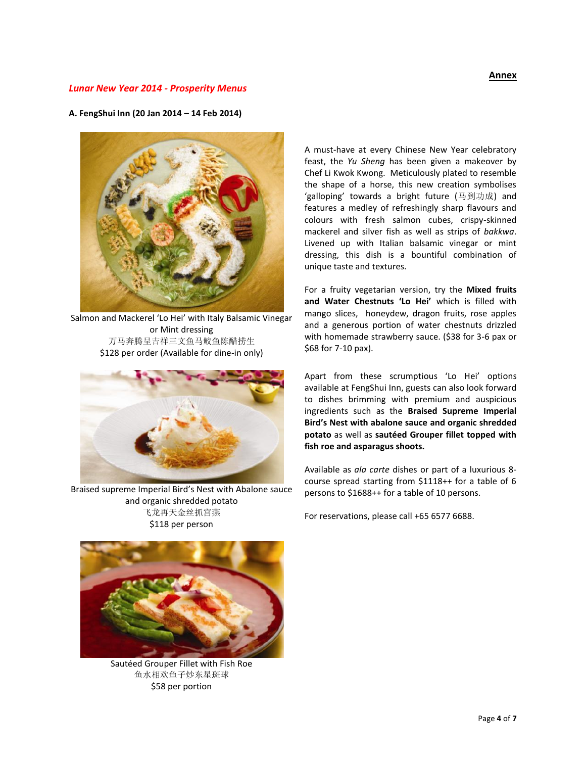**Annex**

## *Lunar New Year 2014 - Prosperity Menus*

### A. FengShui Inn (20 Jan 2014 – 14 Feb 2014)

Salmon and Mackerel 'Lo Hei' with Italy Balsamic Vinegar or Mint dressing
万马奔腾呈吉祥三文鱼马鲛鱼陈醋捞生
$128 per order (Available for dine-in only)

Braised supreme Imperial Bird's Nest with Abalone sauce and organic shredded potato
飞龙再天金丝抓宫燕
$118 per person

Sautéed Grouper Fillet with Fish Roe
鱼水相欢鱼子炒东星斑球
$58 per portion

A must-have at every Chinese New Year celebratory feast, the *Yu Sheng* has been given a makeover by Chef Li Kwok Kwong. Meticulously plated to resemble the shape of a horse, this new creation symbolises 'galloping' towards a bright future (马到功成) and features a medley of refreshingly sharp flavours and colours with fresh salmon cubes, crispy-skinned mackerel and silver fish as well as strips of *bakkwa*. Livened up with Italian balsamic vinegar or mint dressing, this dish is a bountiful combination of unique taste and textures.

For a fruity vegetarian version, try the **Mixed fruits and Water Chestnuts 'Lo Hei'** which is filled with mango slices, honeydew, dragon fruits, rose apples and a generous portion of water chestnuts drizzled with homemade strawberry sauce. ($38 for 3-6 pax or $68 for 7-10 pax).

Apart from these scrumptious 'Lo Hei' options available at FengShui Inn, guests can also look forward to dishes brimming with premium and auspicious ingredients such as the **Braised Supreme Imperial Bird's Nest with abalone sauce and organic shredded potato** as well as **sautéed Grouper fillet topped with fish roe and asparagus shoots.**

Available as *ala carte* dishes or part of a luxurious 8-course spread starting from $1118++ for a table of 6 persons to $1688++ for a table of 10 persons.

For reservations, please call +65 6577 6688.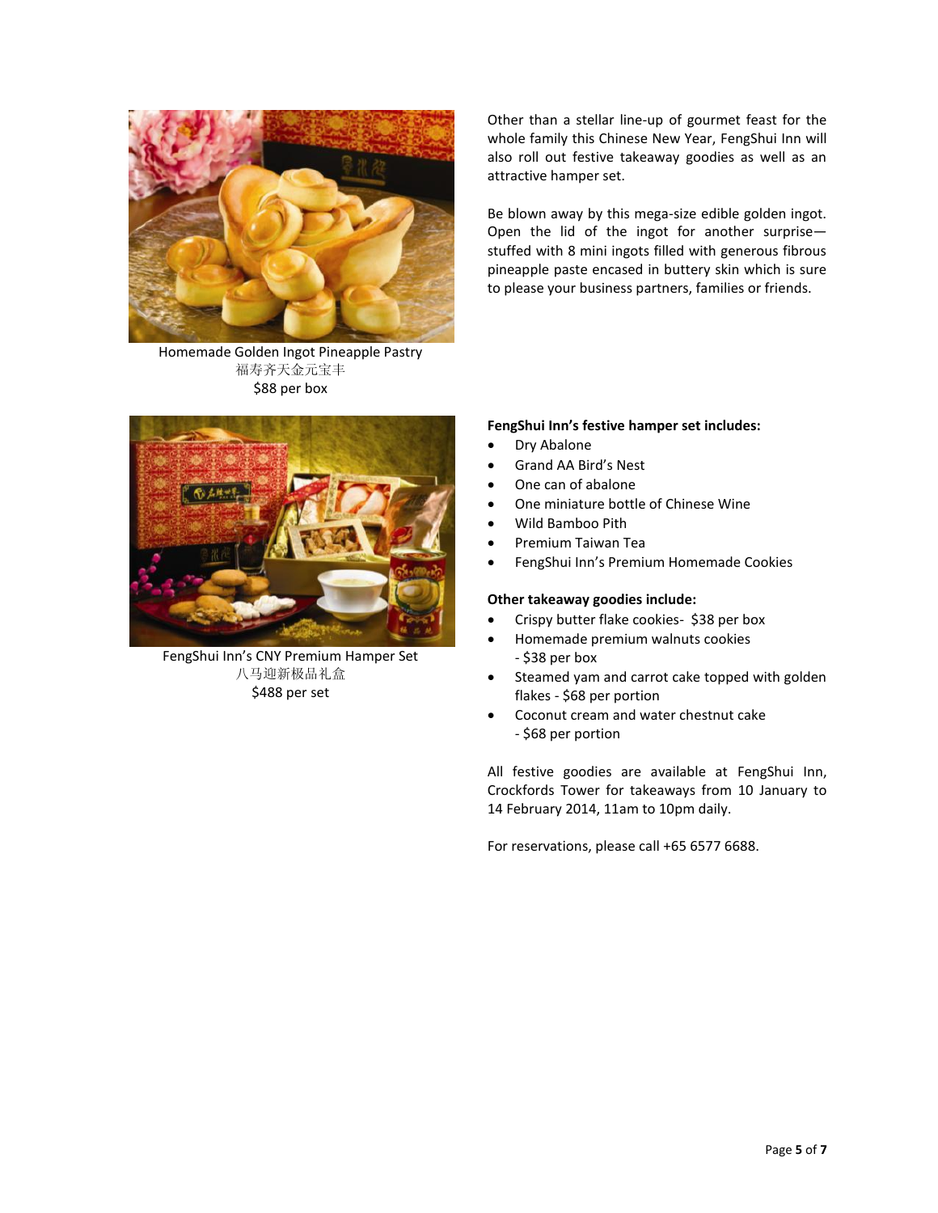Homemade Golden Ingot Pineapple Pastry
福寿齐天金元宝丰
$88 per box

Other than a stellar line-up of gourmet feast for the whole family this Chinese New Year, FengShui Inn will also roll out festive takeaway goodies as well as an attractive hamper set.

Be blown away by this mega-size edible golden ingot. Open the lid of the ingot for another surprise—stuffed with 8 mini ingots filled with generous fibrous pineapple paste encased in buttery skin which is sure to please your business partners, families or friends.

FengShui Inn's CNY Premium Hamper Set
八马迎新极品礼盒
$488 per set

**FengShui Inn's festive hamper set includes:**

- Dry Abalone
- Grand AA Bird's Nest
- One can of abalone
- One miniature bottle of Chinese Wine
- Wild Bamboo Pith
- Premium Taiwan Tea
- FengShui Inn's Premium Homemade Cookies

**Other takeaway goodies include:**

- Crispy butter flake cookies- $38 per box
- Homemade premium walnuts cookies - $38 per box
- Steamed yam and carrot cake topped with golden flakes - $68 per portion
- Coconut cream and water chestnut cake - $68 per portion

All festive goodies are available at FengShui Inn, Crockfords Tower for takeaways from 10 January to 14 February 2014, 11am to 10pm daily.

For reservations, please call +65 6577 6688.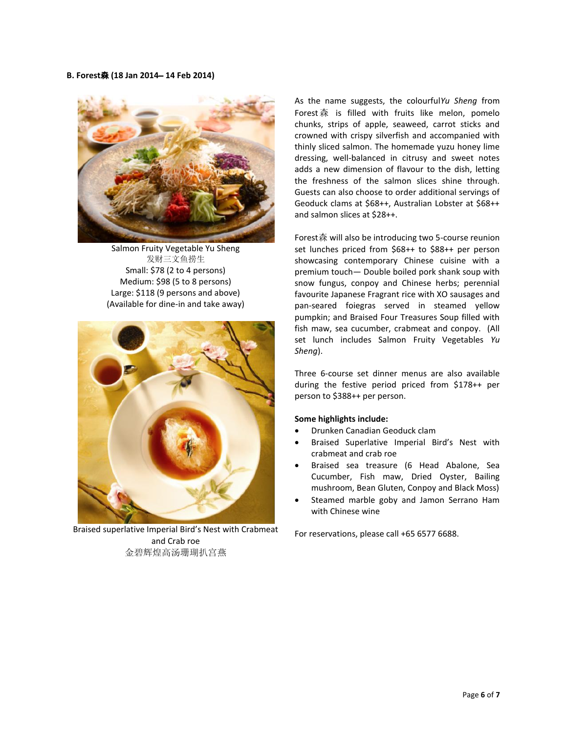**B. Forest森 (18 Jan 2014– 14 Feb 2014)**

Salmon Fruity Vegetable Yu Sheng
发财三文鱼捞生
Small: $78 (2 to 4 persons)
Medium: $98 (5 to 8 persons)
Large: $118 (9 persons and above)
(Available for dine-in and take away)

Braised superlative Imperial Bird's Nest with Crabmeat and Crab roe
金碧辉煌高汤珊瑚扒宫燕

As the name suggests, the colourful *Yu Sheng* from Forest森 is filled with fruits like melon, pomelo chunks, strips of apple, seaweed, carrot sticks and crowned with crispy silverfish and accompanied with thinly sliced salmon. The homemade yuzu honey lime dressing, well-balanced in citrusy and sweet notes adds a new dimension of flavour to the dish, letting the freshness of the salmon slices shine through. Guests can also choose to order additional servings of Geoduck clams at $68++, Australian Lobster at $68++ and salmon slices at $28++.

Forest森 will also be introducing two 5-course reunion set lunches priced from $68++ to $88++ per person showcasing contemporary Chinese cuisine with a premium touch— Double boiled pork shank soup with snow fungus, conpoy and Chinese herbs; perennial favourite Japanese Fragrant rice with XO sausages and pan-seared foiegras served in steamed yellow pumpkin; and Braised Four Treasures Soup filled with fish maw, sea cucumber, crabmeat and conpoy. (All set lunch includes Salmon Fruity Vegetables *Yu Sheng*).

Three 6-course set dinner menus are also available during the festive period priced from $178++ per person to $388++ per person.

**Some highlights include:**

- Drunken Canadian Geoduck clam
- Braised Superlative Imperial Bird's Nest with crabmeat and crab roe
- Braised sea treasure (6 Head Abalone, Sea Cucumber, Fish maw, Dried Oyster, Bailing mushroom, Bean Gluten, Conpoy and Black Moss)
- Steamed marble goby and Jamon Serrano Ham with Chinese wine

For reservations, please call +65 6577 6688.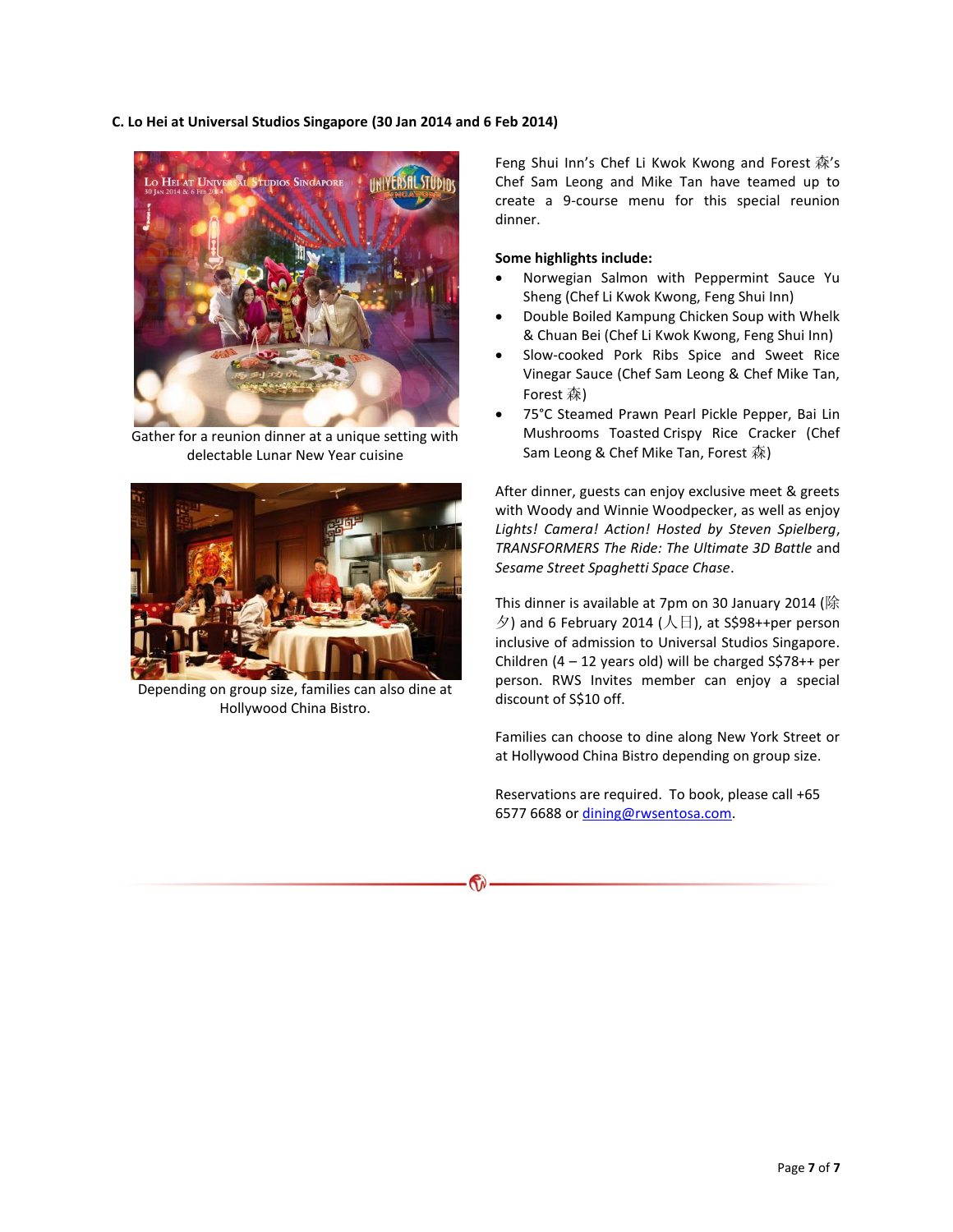**C. Lo Hei at Universal Studios Singapore (30 Jan 2014 and 6 Feb 2014)**

Gather for a reunion dinner at a unique setting with delectable Lunar New Year cuisine

Depending on group size, families can also dine at Hollywood China Bistro.

Feng Shui Inn's Chef Li Kwok Kwong and Forest 森's Chef Sam Leong and Mike Tan have teamed up to create a 9-course menu for this special reunion dinner.

**Some highlights include:**

- Norwegian Salmon with Peppermint Sauce Yu Sheng (Chef Li Kwok Kwong, Feng Shui Inn)
- Double Boiled Kampung Chicken Soup with Whelk & Chuan Bei (Chef Li Kwok Kwong, Feng Shui Inn)
- Slow-cooked Pork Ribs Spice and Sweet Rice Vinegar Sauce (Chef Sam Leong & Chef Mike Tan, Forest 森)
- 75°C Steamed Prawn Pearl Pickle Pepper, Bai Lin Mushrooms Toasted Crispy Rice Cracker (Chef Sam Leong & Chef Mike Tan, Forest 森)

After dinner, guests can enjoy exclusive meet & greets with Woody and Winnie Woodpecker, as well as enjoy *Lights! Camera! Action! Hosted by Steven Spielberg*, *TRANSFORMERS The Ride: The Ultimate 3D Battle* and *Sesame Street Spaghetti Space Chase*.

This dinner is available at 7pm on 30 January 2014 (除夕) and 6 February 2014 (人日), at S$98++per person inclusive of admission to Universal Studios Singapore. Children (4 – 12 years old) will be charged S$78++ per person. RWS Invites member can enjoy a special discount of S$10 off.

Families can choose to dine along New York Street or at Hollywood China Bistro depending on group size.

Reservations are required. To book, please call +65 6577 6688 or dining@rwsentosa.com.